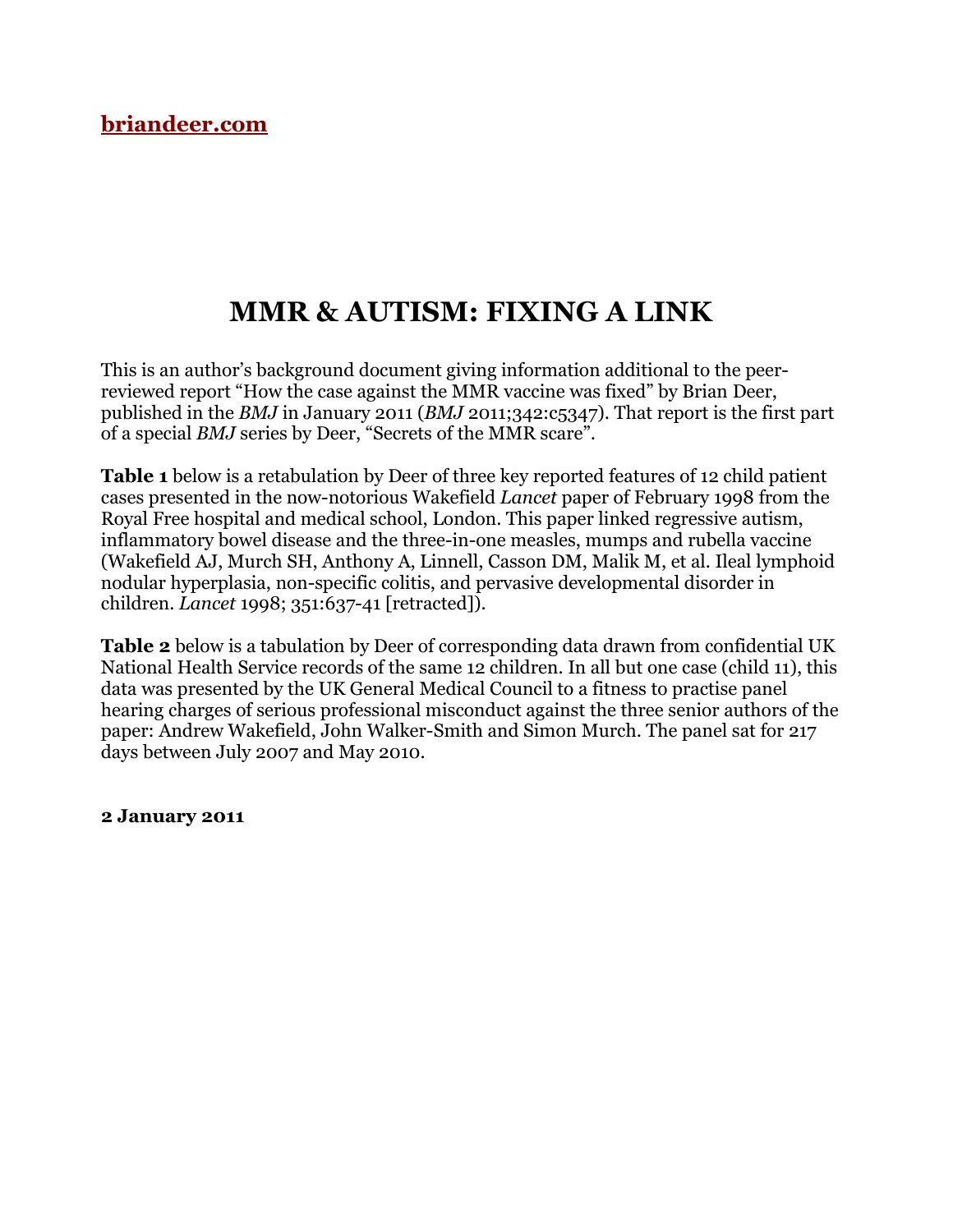**briandeer.com**

# MMR & AUTISM: FIXING A LINK

This is an author's background document giving information additional to the peer-reviewed report "How the case against the MMR vaccine was fixed" by Brian Deer, published in the *BMJ* in January 2011 (*BMJ* 2011;342:c5347). That report is the first part of a special *BMJ* series by Deer, "Secrets of the MMR scare".

**Table 1** below is a retabulation by Deer of three key reported features of 12 child patient cases presented in the now-notorious Wakefield *Lancet* paper of February 1998 from the Royal Free hospital and medical school, London. This paper linked regressive autism, inflammatory bowel disease and the three-in-one measles, mumps and rubella vaccine (Wakefield AJ, Murch SH, Anthony A, Linnell, Casson DM, Malik M, et al. Ileal lymphoid nodular hyperplasia, non-specific colitis, and pervasive developmental disorder in children. *Lancet* 1998; 351:637-41 [retracted]).

**Table 2** below is a tabulation by Deer of corresponding data drawn from confidential UK National Health Service records of the same 12 children. In all but one case (child 11), this data was presented by the UK General Medical Council to a fitness to practise panel hearing charges of serious professional misconduct against the three senior authors of the paper: Andrew Wakefield, John Walker-Smith and Simon Murch. The panel sat for 217 days between July 2007 and May 2010.

**2 January 2011**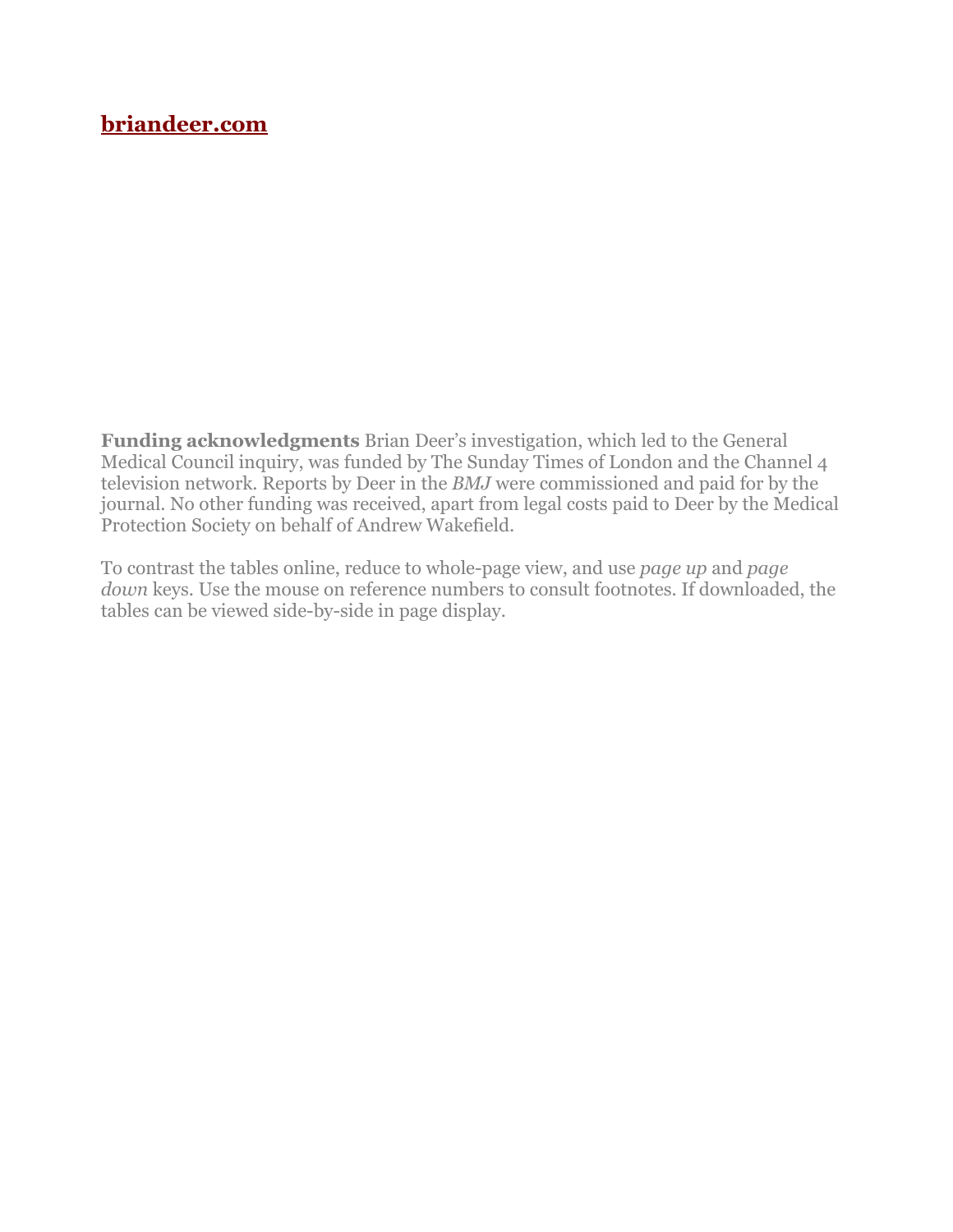**briandeer.com**

**Funding acknowledgments** Brian Deer's investigation, which led to the General Medical Council inquiry, was funded by The Sunday Times of London and the Channel 4 television network. Reports by Deer in the *BMJ* were commissioned and paid for by the journal. No other funding was received, apart from legal costs paid to Deer by the Medical Protection Society on behalf of Andrew Wakefield.

To contrast the tables online, reduce to whole-page view, and use *page up* and *page down* keys. Use the mouse on reference numbers to consult footnotes. If downloaded, the tables can be viewed side-by-side in page display.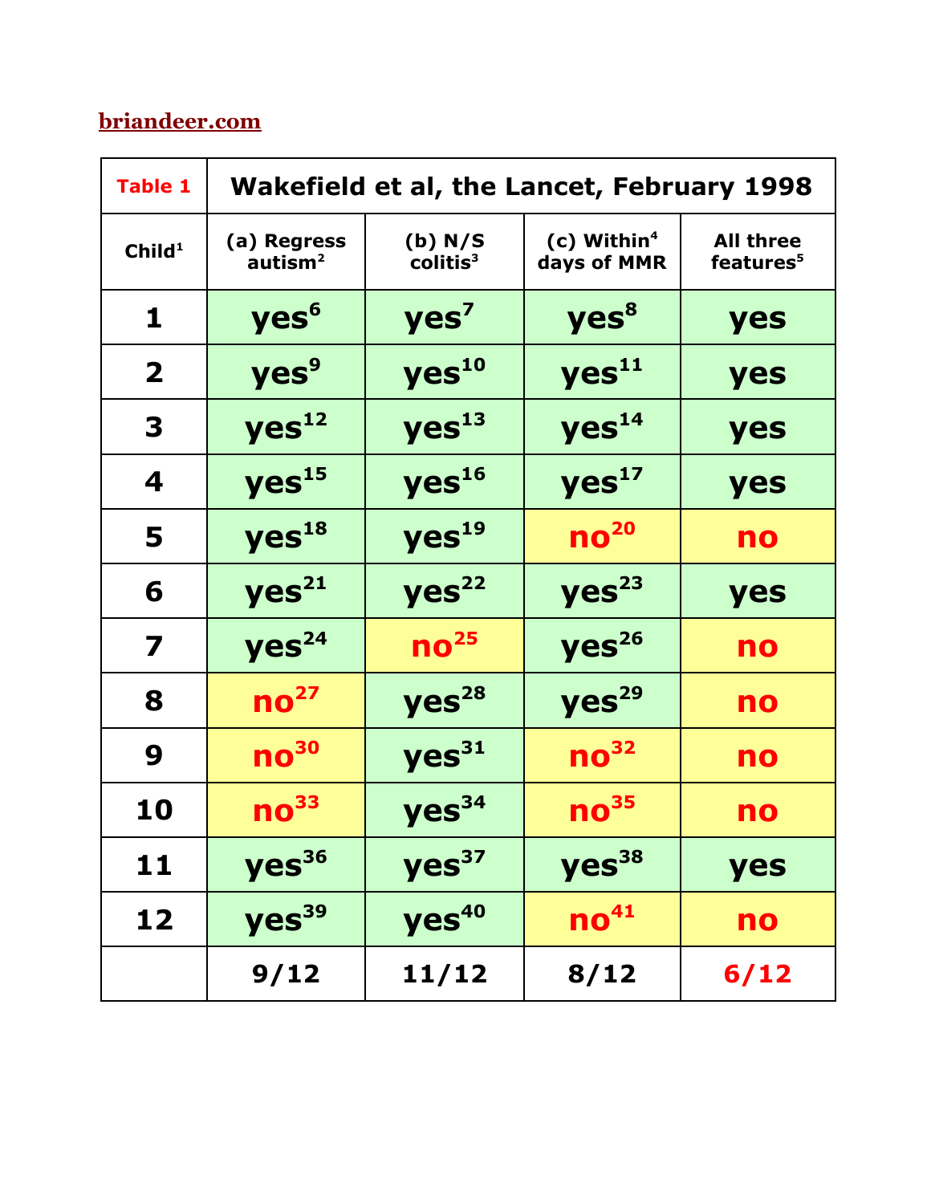briandeer.com

| Table 1 | Wakefield et al, the Lancet, February 1998 | | | |
|---|---|---|---|---|
| Child[1] | (a) Regress autism[2] | (b) N/S colitis[3] | (c) Within[4] days of MMR | All three features[5] |
| 1 | yes[6] | yes[7] | yes[8] | yes |
| 2 | yes[9] | yes[10] | yes[11] | yes |
| 3 | yes[12] | yes[13] | yes[14] | yes |
| 4 | yes[15] | yes[16] | yes[17] | yes |
| 5 | yes[18] | yes[19] | no[20] | no |
| 6 | yes[21] | yes[22] | yes[23] | yes |
| 7 | yes[24] | no[25] | yes[26] | no |
| 8 | no[27] | yes[28] | yes[29] | no |
| 9 | no[30] | yes[31] | no[32] | no |
| 10 | no[33] | yes[34] | no[35] | no |
| 11 | yes[36] | yes[37] | yes[38] | yes |
| 12 | yes[39] | yes[40] | no[41] | no |
| | 9/12 | 11/12 | 8/12 | 6/12 |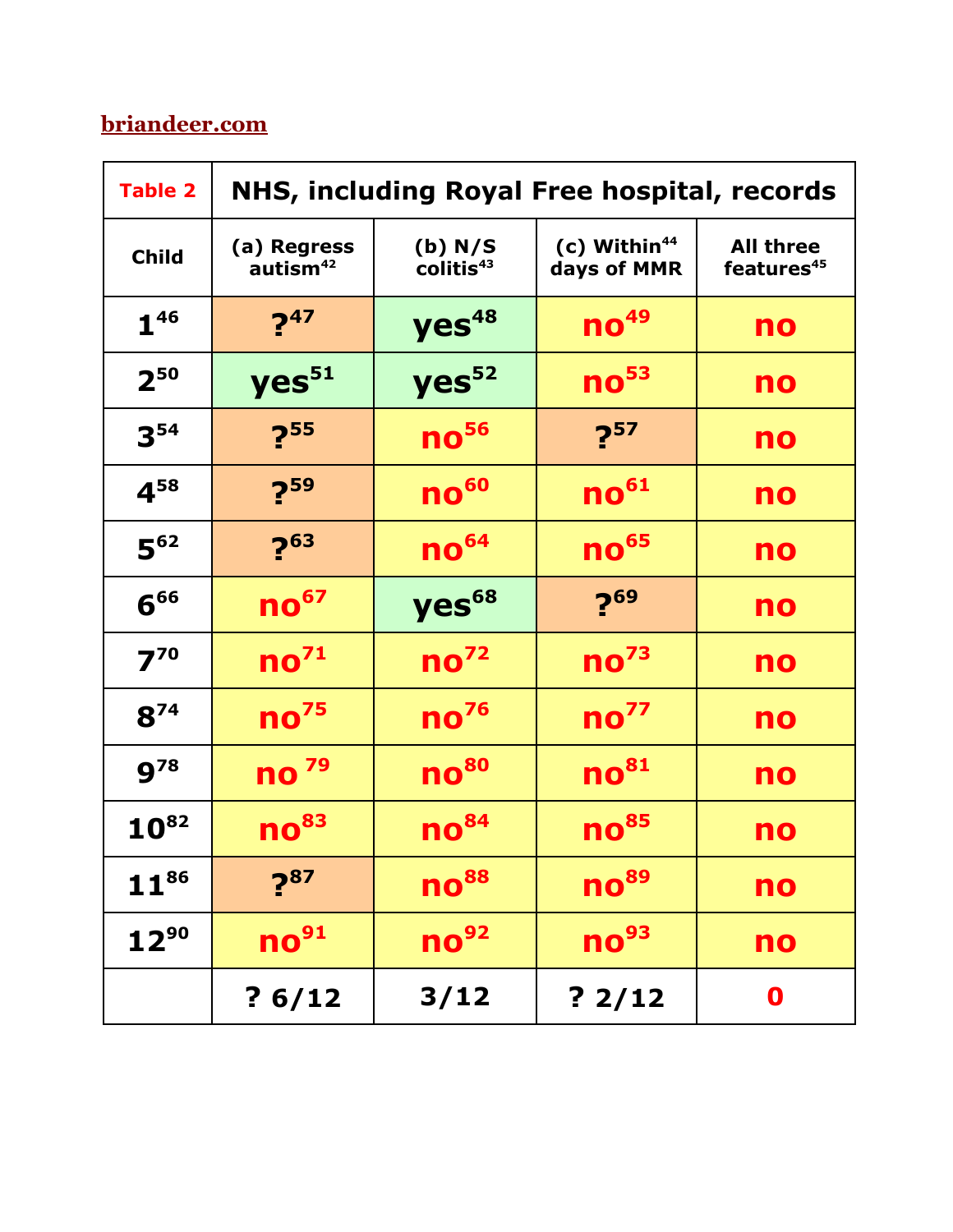briandeer.com

| Table 2 | NHS, including Royal Free hospital, records | | | |
|---|---|---|---|---|
| Child | (a) Regress autism[42] | (b) N/S colitis[43] | (c) Within[44] days of MMR | All three features[45] |
| 1[46] | ?[47] | yes[48] | no[49] | no |
| 2[50] | yes[51] | yes[52] | no[53] | no |
| 3[54] | ?[55] | no[56] | ?[57] | no |
| 4[58] | ?[59] | no[60] | no[61] | no |
| 5[62] | ?[63] | no[64] | no[65] | no |
| 6[66] | no[67] | yes[68] | ?[69] | no |
| 7[70] | no[71] | no[72] | no[73] | no |
| 8[74] | no[75] | no[76] | no[77] | no |
| 9[78] | no[79] | no[80] | no[81] | no |
| 10[82] | no[83] | no[84] | no[85] | no |
| 11[86] | ?[87] | no[88] | no[89] | no |
| 12[90] | no[91] | no[92] | no[93] | no |
| | ? 6/12 | 3/12 | ? 2/12 | 0 |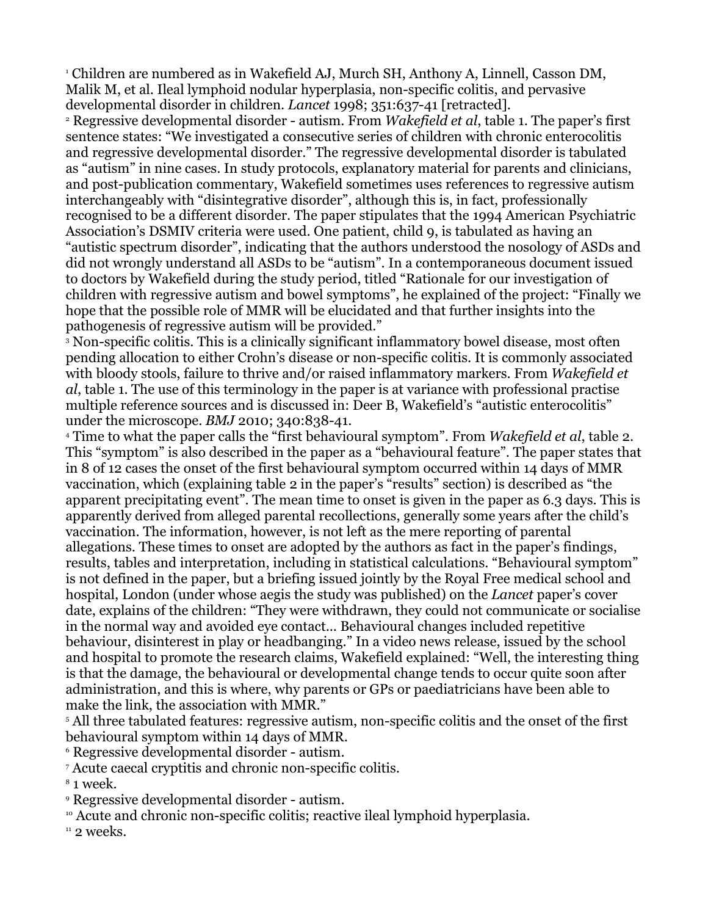[1] Children are numbered as in Wakefield AJ, Murch SH, Anthony A, Linnell, Casson DM, Malik M, et al. Ileal lymphoid nodular hyperplasia, non-specific colitis, and pervasive developmental disorder in children. *Lancet* 1998; 351:637-41 [retracted].

[2] Regressive developmental disorder - autism. From *Wakefield et al*, table 1. The paper's first sentence states: "We investigated a consecutive series of children with chronic enterocolitis and regressive developmental disorder." The regressive developmental disorder is tabulated as "autism" in nine cases. In study protocols, explanatory material for parents and clinicians, and post-publication commentary, Wakefield sometimes uses references to regressive autism interchangeably with "disintegrative disorder", although this is, in fact, professionally recognised to be a different disorder. The paper stipulates that the 1994 American Psychiatric Association's DSMIV criteria were used. One patient, child 9, is tabulated as having an "autistic spectrum disorder", indicating that the authors understood the nosology of ASDs and did not wrongly understand all ASDs to be "autism". In a contemporaneous document issued to doctors by Wakefield during the study period, titled "Rationale for our investigation of children with regressive autism and bowel symptoms", he explained of the project: "Finally we hope that the possible role of MMR will be elucidated and that further insights into the pathogenesis of regressive autism will be provided."

[3] Non-specific colitis. This is a clinically significant inflammatory bowel disease, most often pending allocation to either Crohn's disease or non-specific colitis. It is commonly associated with bloody stools, failure to thrive and/or raised inflammatory markers. From *Wakefield et al*, table 1. The use of this terminology in the paper is at variance with professional practise multiple reference sources and is discussed in: Deer B, Wakefield's "autistic enterocolitis" under the microscope. *BMJ* 2010; 340:838-41.

[4] Time to what the paper calls the "first behavioural symptom". From *Wakefield et al*, table 2. This "symptom" is also described in the paper as a "behavioural feature". The paper states that in 8 of 12 cases the onset of the first behavioural symptom occurred within 14 days of MMR vaccination, which (explaining table 2 in the paper's "results" section) is described as "the apparent precipitating event". The mean time to onset is given in the paper as 6.3 days. This is apparently derived from alleged parental recollections, generally some years after the child's vaccination. The information, however, is not left as the mere reporting of parental allegations. These times to onset are adopted by the authors as fact in the paper's findings, results, tables and interpretation, including in statistical calculations. "Behavioural symptom" is not defined in the paper, but a briefing issued jointly by the Royal Free medical school and hospital, London (under whose aegis the study was published) on the *Lancet* paper's cover date, explains of the children: "They were withdrawn, they could not communicate or socialise in the normal way and avoided eye contact... Behavioural changes included repetitive behaviour, disinterest in play or headbanging." In a video news release, issued by the school and hospital to promote the research claims, Wakefield explained: "Well, the interesting thing is that the damage, the behavioural or developmental change tends to occur quite soon after administration, and this is where, why parents or GPs or paediatricians have been able to make the link, the association with MMR."

[5] All three tabulated features: regressive autism, non-specific colitis and the onset of the first behavioural symptom within 14 days of MMR.

[6] Regressive developmental disorder - autism.

[7] Acute caecal cryptitis and chronic non-specific colitis.

[8] 1 week.

[9] Regressive developmental disorder - autism.

[10] Acute and chronic non-specific colitis; reactive ileal lymphoid hyperplasia.

[11] 2 weeks.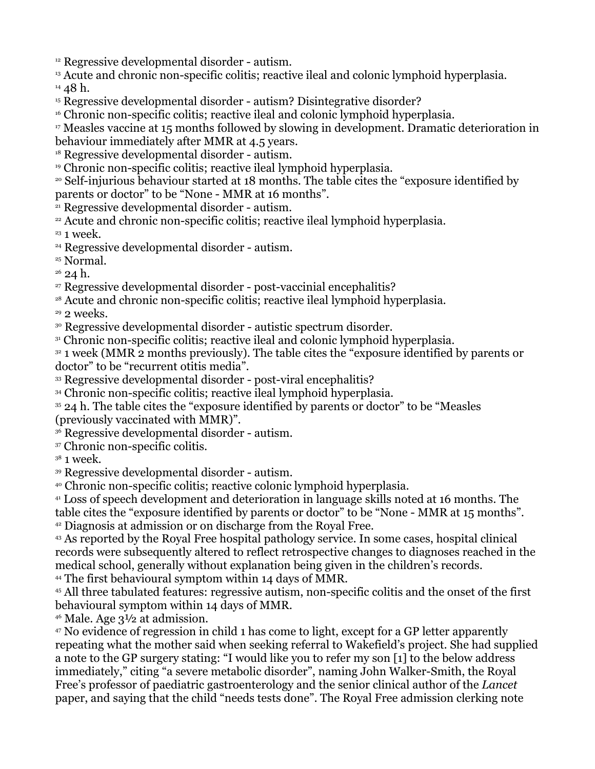[12] Regressive developmental disorder - autism.
[13] Acute and chronic non-specific colitis; reactive ileal and colonic lymphoid hyperplasia.
[14] 48 h.
[15] Regressive developmental disorder - autism? Disintegrative disorder?
[16] Chronic non-specific colitis; reactive ileal and colonic lymphoid hyperplasia.
[17] Measles vaccine at 15 months followed by slowing in development. Dramatic deterioration in behaviour immediately after MMR at 4.5 years.
[18] Regressive developmental disorder - autism.
[19] Chronic non-specific colitis; reactive ileal lymphoid hyperplasia.
[20] Self-injurious behaviour started at 18 months. The table cites the "exposure identified by parents or doctor" to be "None - MMR at 16 months".
[21] Regressive developmental disorder - autism.
[22] Acute and chronic non-specific colitis; reactive ileal lymphoid hyperplasia.
[23] 1 week.
[24] Regressive developmental disorder - autism.
[25] Normal.
[26] 24 h.
[27] Regressive developmental disorder - post-vaccinial encephalitis?
[28] Acute and chronic non-specific colitis; reactive ileal lymphoid hyperplasia.
[29] 2 weeks.
[30] Regressive developmental disorder - autistic spectrum disorder.
[31] Chronic non-specific colitis; reactive ileal and colonic lymphoid hyperplasia.
[32] 1 week (MMR 2 months previously). The table cites the "exposure identified by parents or doctor" to be "recurrent otitis media".
[33] Regressive developmental disorder - post-viral encephalitis?
[34] Chronic non-specific colitis; reactive ileal lymphoid hyperplasia.
[35] 24 h. The table cites the "exposure identified by parents or doctor" to be "Measles (previously vaccinated with MMR)".
[36] Regressive developmental disorder - autism.
[37] Chronic non-specific colitis.
[38] 1 week.
[39] Regressive developmental disorder - autism.
[40] Chronic non-specific colitis; reactive colonic lymphoid hyperplasia.
[41] Loss of speech development and deterioration in language skills noted at 16 months. The table cites the "exposure identified by parents or doctor" to be "None - MMR at 15 months".
[42] Diagnosis at admission or on discharge from the Royal Free.
[43] As reported by the Royal Free hospital pathology service. In some cases, hospital clinical records were subsequently altered to reflect retrospective changes to diagnoses reached in the medical school, generally without explanation being given in the children's records.
[44] The first behavioural symptom within 14 days of MMR.
[45] All three tabulated features: regressive autism, non-specific colitis and the onset of the first behavioural symptom within 14 days of MMR.
[46] Male. Age 3½ at admission.
[47] No evidence of regression in child 1 has come to light, except for a GP letter apparently repeating what the mother said when seeking referral to Wakefield's project. She had supplied a note to the GP surgery stating: "I would like you to refer my son [1] to the below address immediately," citing "a severe metabolic disorder", naming John Walker-Smith, the Royal Free's professor of paediatric gastroenterology and the senior clinical author of the *Lancet* paper, and saying that the child "needs tests done". The Royal Free admission clerking note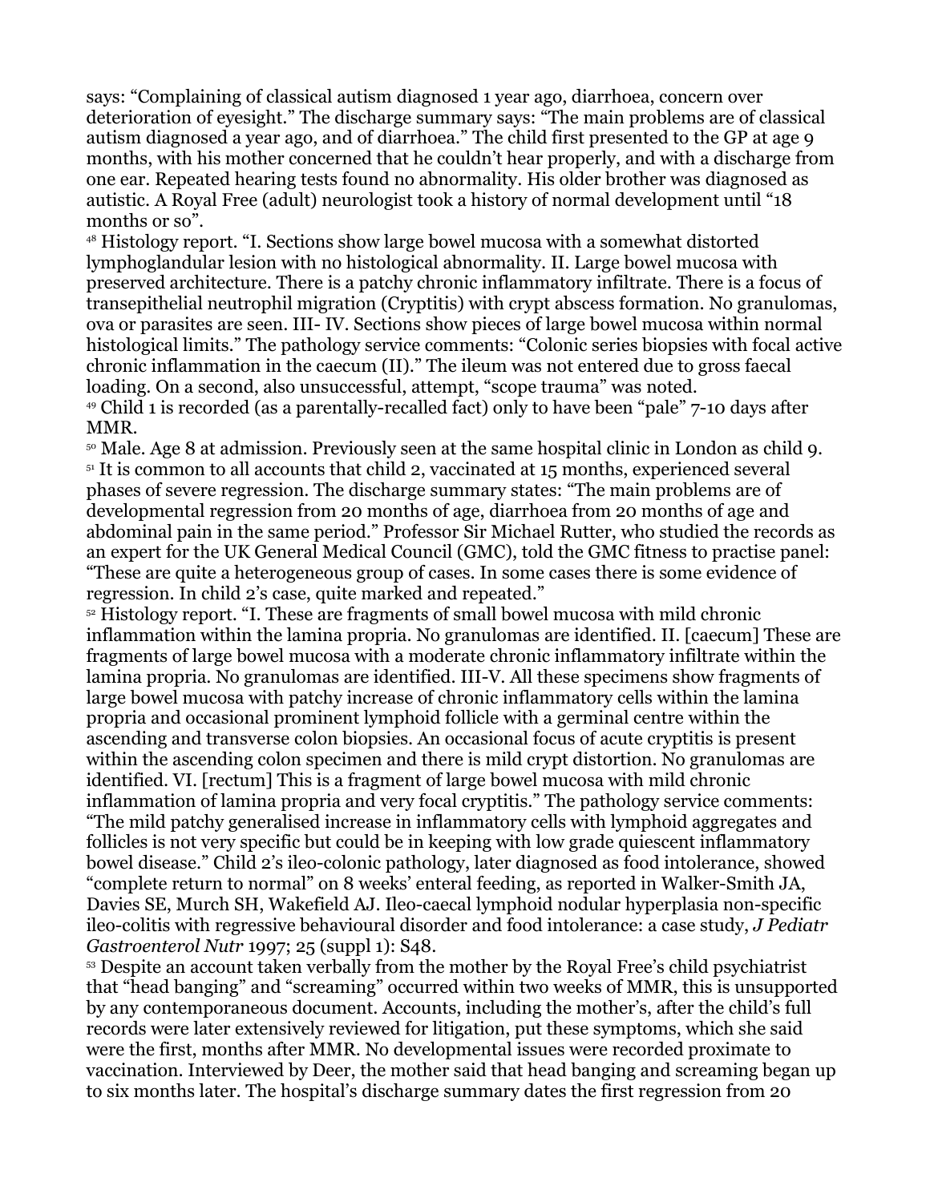says: "Complaining of classical autism diagnosed 1 year ago, diarrhoea, concern over deterioration of eyesight." The discharge summary says: "The main problems are of classical autism diagnosed a year ago, and of diarrhoea." The child first presented to the GP at age 9 months, with his mother concerned that he couldn't hear properly, and with a discharge from one ear. Repeated hearing tests found no abnormality. His older brother was diagnosed as autistic. A Royal Free (adult) neurologist took a history of normal development until "18 months or so".

[48] Histology report. "I. Sections show large bowel mucosa with a somewhat distorted lymphoglandular lesion with no histological abnormality. II. Large bowel mucosa with preserved architecture. There is a patchy chronic inflammatory infiltrate. There is a focus of transepithelial neutrophil migration (Cryptitis) with crypt abscess formation. No granulomas, ova or parasites are seen. III- IV. Sections show pieces of large bowel mucosa within normal histological limits." The pathology service comments: "Colonic series biopsies with focal active chronic inflammation in the caecum (II)." The ileum was not entered due to gross faecal loading. On a second, also unsuccessful, attempt, "scope trauma" was noted.

[49] Child 1 is recorded (as a parentally-recalled fact) only to have been "pale" 7-10 days after MMR.

[50] Male. Age 8 at admission. Previously seen at the same hospital clinic in London as child 9.

[51] It is common to all accounts that child 2, vaccinated at 15 months, experienced several phases of severe regression. The discharge summary states: "The main problems are of developmental regression from 20 months of age, diarrhoea from 20 months of age and abdominal pain in the same period." Professor Sir Michael Rutter, who studied the records as an expert for the UK General Medical Council (GMC), told the GMC fitness to practise panel: "These are quite a heterogeneous group of cases. In some cases there is some evidence of regression. In child 2's case, quite marked and repeated."

[52] Histology report. "I. These are fragments of small bowel mucosa with mild chronic inflammation within the lamina propria. No granulomas are identified. II. [caecum] These are fragments of large bowel mucosa with a moderate chronic inflammatory infiltrate within the lamina propria. No granulomas are identified. III-V. All these specimens show fragments of large bowel mucosa with patchy increase of chronic inflammatory cells within the lamina propria and occasional prominent lymphoid follicle with a germinal centre within the ascending and transverse colon biopsies. An occasional focus of acute cryptitis is present within the ascending colon specimen and there is mild crypt distortion. No granulomas are identified. VI. [rectum] This is a fragment of large bowel mucosa with mild chronic inflammation of lamina propria and very focal cryptitis." The pathology service comments: "The mild patchy generalised increase in inflammatory cells with lymphoid aggregates and follicles is not very specific but could be in keeping with low grade quiescent inflammatory bowel disease." Child 2's ileo-colonic pathology, later diagnosed as food intolerance, showed "complete return to normal" on 8 weeks' enteral feeding, as reported in Walker-Smith JA, Davies SE, Murch SH, Wakefield AJ. Ileo-caecal lymphoid nodular hyperplasia non-specific ileo-colitis with regressive behavioural disorder and food intolerance: a case study, *J Pediatr Gastroenterol Nutr* 1997; 25 (suppl 1): S48.

[53] Despite an account taken verbally from the mother by the Royal Free's child psychiatrist that "head banging" and "screaming" occurred within two weeks of MMR, this is unsupported by any contemporaneous document. Accounts, including the mother's, after the child's full records were later extensively reviewed for litigation, put these symptoms, which she said were the first, months after MMR. No developmental issues were recorded proximate to vaccination. Interviewed by Deer, the mother said that head banging and screaming began up to six months later. The hospital's discharge summary dates the first regression from 20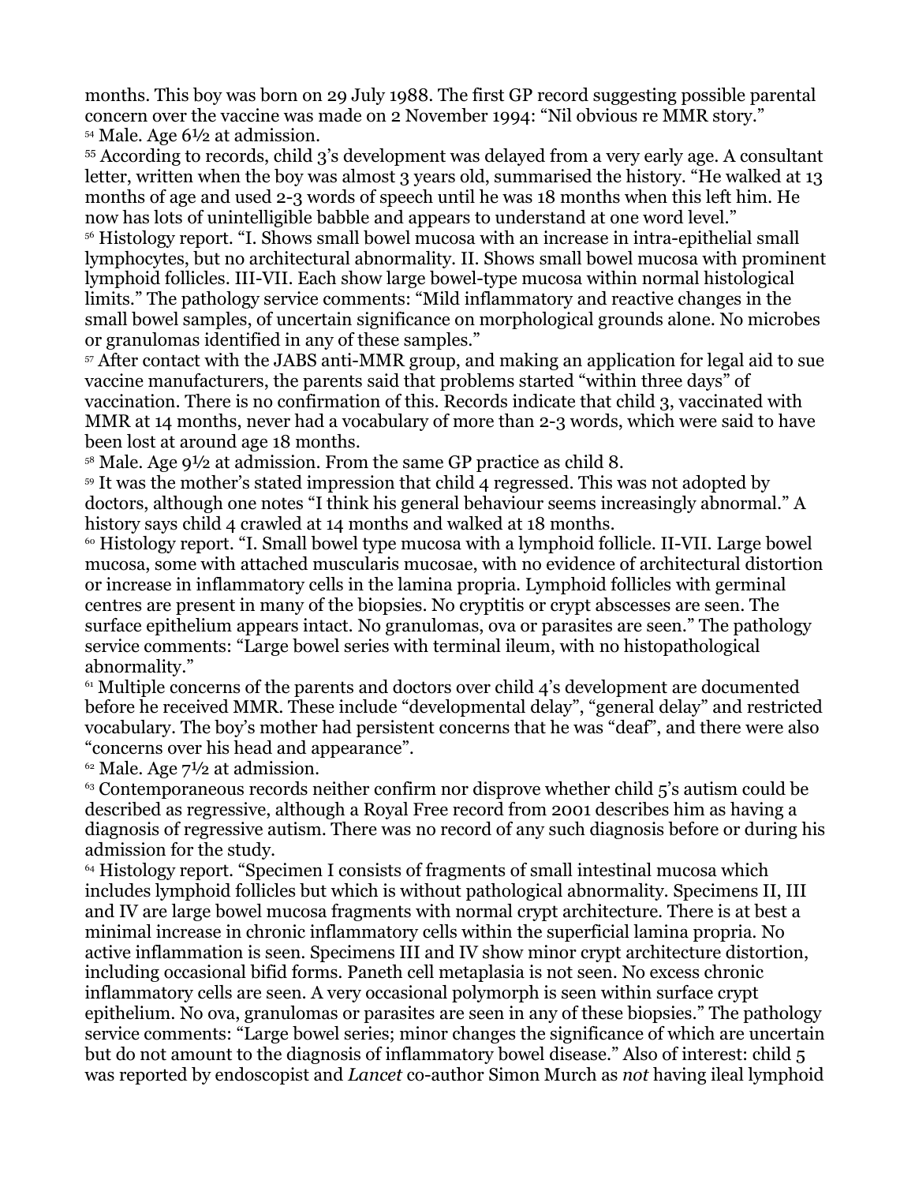months. This boy was born on 29 July 1988. The first GP record suggesting possible parental concern over the vaccine was made on 2 November 1994: "Nil obvious re MMR story."

[54] Male. Age 6½ at admission.

[55] According to records, child 3's development was delayed from a very early age. A consultant letter, written when the boy was almost 3 years old, summarised the history. "He walked at 13 months of age and used 2-3 words of speech until he was 18 months when this left him. He now has lots of unintelligible babble and appears to understand at one word level."

[56] Histology report. "I. Shows small bowel mucosa with an increase in intra-epithelial small lymphocytes, but no architectural abnormality. II. Shows small bowel mucosa with prominent lymphoid follicles. III-VII. Each show large bowel-type mucosa within normal histological limits." The pathology service comments: "Mild inflammatory and reactive changes in the small bowel samples, of uncertain significance on morphological grounds alone. No microbes or granulomas identified in any of these samples."

[57] After contact with the JABS anti-MMR group, and making an application for legal aid to sue vaccine manufacturers, the parents said that problems started "within three days" of vaccination. There is no confirmation of this. Records indicate that child 3, vaccinated with MMR at 14 months, never had a vocabulary of more than 2-3 words, which were said to have been lost at around age 18 months.

[58] Male. Age 9½ at admission. From the same GP practice as child 8.

[59] It was the mother's stated impression that child 4 regressed. This was not adopted by doctors, although one notes "I think his general behaviour seems increasingly abnormal." A history says child 4 crawled at 14 months and walked at 18 months.

[60] Histology report. "I. Small bowel type mucosa with a lymphoid follicle. II-VII. Large bowel mucosa, some with attached muscularis mucosae, with no evidence of architectural distortion or increase in inflammatory cells in the lamina propria. Lymphoid follicles with germinal centres are present in many of the biopsies. No cryptitis or crypt abscesses are seen. The surface epithelium appears intact. No granulomas, ova or parasites are seen." The pathology service comments: "Large bowel series with terminal ileum, with no histopathological abnormality."

[61] Multiple concerns of the parents and doctors over child 4's development are documented before he received MMR. These include "developmental delay", "general delay" and restricted vocabulary. The boy's mother had persistent concerns that he was "deaf", and there were also "concerns over his head and appearance".

[62] Male. Age 7½ at admission.

[63] Contemporaneous records neither confirm nor disprove whether child 5's autism could be described as regressive, although a Royal Free record from 2001 describes him as having a diagnosis of regressive autism. There was no record of any such diagnosis before or during his admission for the study.

[64] Histology report. "Specimen I consists of fragments of small intestinal mucosa which includes lymphoid follicles but which is without pathological abnormality. Specimens II, III and IV are large bowel mucosa fragments with normal crypt architecture. There is at best a minimal increase in chronic inflammatory cells within the superficial lamina propria. No active inflammation is seen. Specimens III and IV show minor crypt architecture distortion, including occasional bifid forms. Paneth cell metaplasia is not seen. No excess chronic inflammatory cells are seen. A very occasional polymorph is seen within surface crypt epithelium. No ova, granulomas or parasites are seen in any of these biopsies." The pathology service comments: "Large bowel series; minor changes the significance of which are uncertain but do not amount to the diagnosis of inflammatory bowel disease." Also of interest: child 5 was reported by endoscopist and *Lancet* co-author Simon Murch as *not* having ileal lymphoid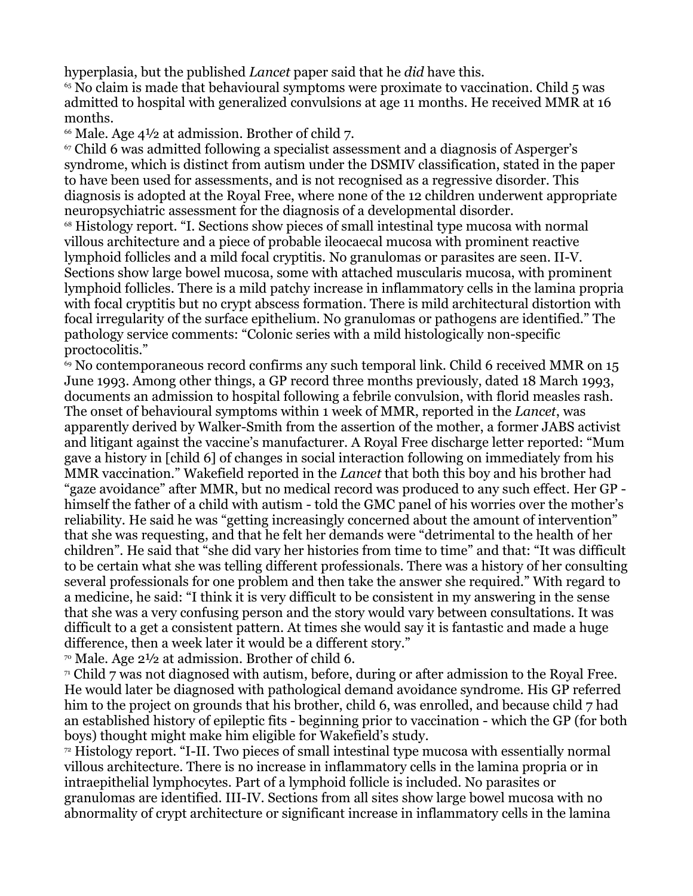hyperplasia, but the published *Lancet* paper said that he *did* have this.

[65] No claim is made that behavioural symptoms were proximate to vaccination. Child 5 was admitted to hospital with generalized convulsions at age 11 months. He received MMR at 16 months.

[66] Male. Age 4½ at admission. Brother of child 7.

[67] Child 6 was admitted following a specialist assessment and a diagnosis of Asperger's syndrome, which is distinct from autism under the DSMIV classification, stated in the paper to have been used for assessments, and is not recognised as a regressive disorder. This diagnosis is adopted at the Royal Free, where none of the 12 children underwent appropriate neuropsychiatric assessment for the diagnosis of a developmental disorder.

[68] Histology report. "I. Sections show pieces of small intestinal type mucosa with normal villous architecture and a piece of probable ileocaecal mucosa with prominent reactive lymphoid follicles and a mild focal cryptitis. No granulomas or parasites are seen. II-V. Sections show large bowel mucosa, some with attached muscularis mucosa, with prominent lymphoid follicles. There is a mild patchy increase in inflammatory cells in the lamina propria with focal cryptitis but no crypt abscess formation. There is mild architectural distortion with focal irregularity of the surface epithelium. No granulomas or pathogens are identified." The pathology service comments: "Colonic series with a mild histologically non-specific proctocolitis."

[69] No contemporaneous record confirms any such temporal link. Child 6 received MMR on 15 June 1993. Among other things, a GP record three months previously, dated 18 March 1993, documents an admission to hospital following a febrile convulsion, with florid measles rash. The onset of behavioural symptoms within 1 week of MMR, reported in the *Lancet*, was apparently derived by Walker-Smith from the assertion of the mother, a former JABS activist and litigant against the vaccine's manufacturer. A Royal Free discharge letter reported: "Mum gave a history in [child 6] of changes in social interaction following on immediately from his MMR vaccination." Wakefield reported in the *Lancet* that both this boy and his brother had "gaze avoidance" after MMR, but no medical record was produced to any such effect. Her GP - himself the father of a child with autism - told the GMC panel of his worries over the mother's reliability. He said he was "getting increasingly concerned about the amount of intervention" that she was requesting, and that he felt her demands were "detrimental to the health of her children". He said that "she did vary her histories from time to time" and that: "It was difficult to be certain what she was telling different professionals. There was a history of her consulting several professionals for one problem and then take the answer she required." With regard to a medicine, he said: "I think it is very difficult to be consistent in my answering in the sense that she was a very confusing person and the story would vary between consultations. It was difficult to a get a consistent pattern. At times she would say it is fantastic and made a huge difference, then a week later it would be a different story."

[70] Male. Age 2½ at admission. Brother of child 6.

[71] Child 7 was not diagnosed with autism, before, during or after admission to the Royal Free. He would later be diagnosed with pathological demand avoidance syndrome. His GP referred him to the project on grounds that his brother, child 6, was enrolled, and because child 7 had an established history of epileptic fits - beginning prior to vaccination - which the GP (for both boys) thought might make him eligible for Wakefield's study.

[72] Histology report. "I-II. Two pieces of small intestinal type mucosa with essentially normal villous architecture. There is no increase in inflammatory cells in the lamina propria or in intraepithelial lymphocytes. Part of a lymphoid follicle is included. No parasites or granulomas are identified. III-IV. Sections from all sites show large bowel mucosa with no abnormality of crypt architecture or significant increase in inflammatory cells in the lamina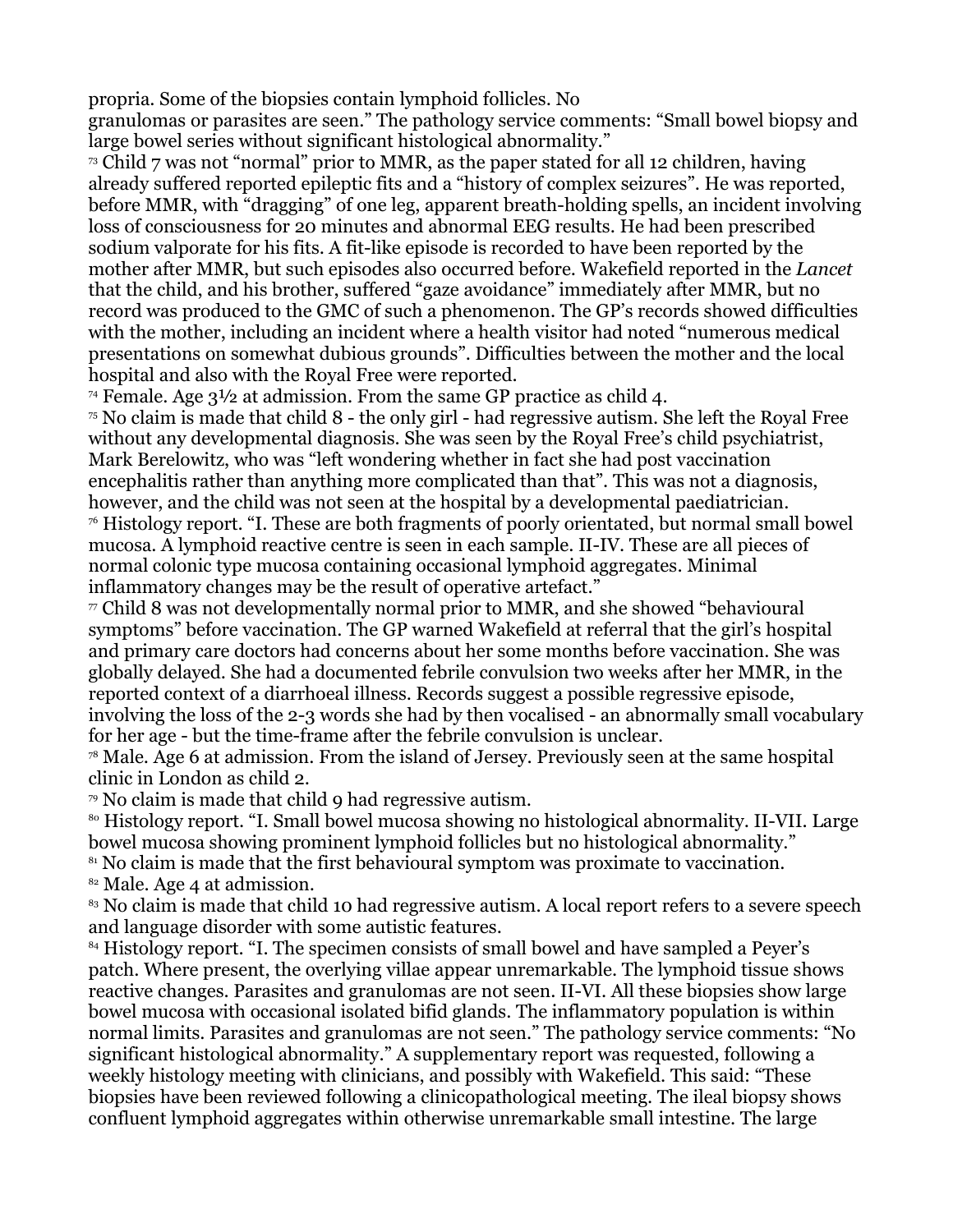propria. Some of the biopsies contain lymphoid follicles. No granulomas or parasites are seen." The pathology service comments: "Small bowel biopsy and large bowel series without significant histological abnormality."

[73] Child 7 was not "normal" prior to MMR, as the paper stated for all 12 children, having already suffered reported epileptic fits and a "history of complex seizures". He was reported, before MMR, with "dragging" of one leg, apparent breath-holding spells, an incident involving loss of consciousness for 20 minutes and abnormal EEG results. He had been prescribed sodium valporate for his fits. A fit-like episode is recorded to have been reported by the mother after MMR, but such episodes also occurred before. Wakefield reported in the *Lancet* that the child, and his brother, suffered "gaze avoidance" immediately after MMR, but no record was produced to the GMC of such a phenomenon. The GP's records showed difficulties with the mother, including an incident where a health visitor had noted "numerous medical presentations on somewhat dubious grounds". Difficulties between the mother and the local hospital and also with the Royal Free were reported.

[74] Female. Age 3½ at admission. From the same GP practice as child 4.

[75] No claim is made that child 8 - the only girl - had regressive autism. She left the Royal Free without any developmental diagnosis. She was seen by the Royal Free's child psychiatrist, Mark Berelowitz, who was "left wondering whether in fact she had post vaccination encephalitis rather than anything more complicated than that". This was not a diagnosis, however, and the child was not seen at the hospital by a developmental paediatrician.

[76] Histology report. "I. These are both fragments of poorly orientated, but normal small bowel mucosa. A lymphoid reactive centre is seen in each sample. II-IV. These are all pieces of normal colonic type mucosa containing occasional lymphoid aggregates. Minimal inflammatory changes may be the result of operative artefact."

[77] Child 8 was not developmentally normal prior to MMR, and she showed "behavioural symptoms" before vaccination. The GP warned Wakefield at referral that the girl's hospital and primary care doctors had concerns about her some months before vaccination. She was globally delayed. She had a documented febrile convulsion two weeks after her MMR, in the reported context of a diarrhoeal illness. Records suggest a possible regressive episode, involving the loss of the 2-3 words she had by then vocalised - an abnormally small vocabulary for her age - but the time-frame after the febrile convulsion is unclear.

[78] Male. Age 6 at admission. From the island of Jersey. Previously seen at the same hospital clinic in London as child 2.

[79] No claim is made that child 9 had regressive autism.

[80] Histology report. "I. Small bowel mucosa showing no histological abnormality. II-VII. Large bowel mucosa showing prominent lymphoid follicles but no histological abnormality."

[81] No claim is made that the first behavioural symptom was proximate to vaccination.

[82] Male. Age 4 at admission.

[83] No claim is made that child 10 had regressive autism. A local report refers to a severe speech and language disorder with some autistic features.

[84] Histology report. "I. The specimen consists of small bowel and have sampled a Peyer's patch. Where present, the overlying villae appear unremarkable. The lymphoid tissue shows reactive changes. Parasites and granulomas are not seen. II-VI. All these biopsies show large bowel mucosa with occasional isolated bifid glands. The inflammatory population is within normal limits. Parasites and granulomas are not seen." The pathology service comments: "No significant histological abnormality." A supplementary report was requested, following a weekly histology meeting with clinicians, and possibly with Wakefield. This said: "These biopsies have been reviewed following a clinicopathological meeting. The ileal biopsy shows confluent lymphoid aggregates within otherwise unremarkable small intestine. The large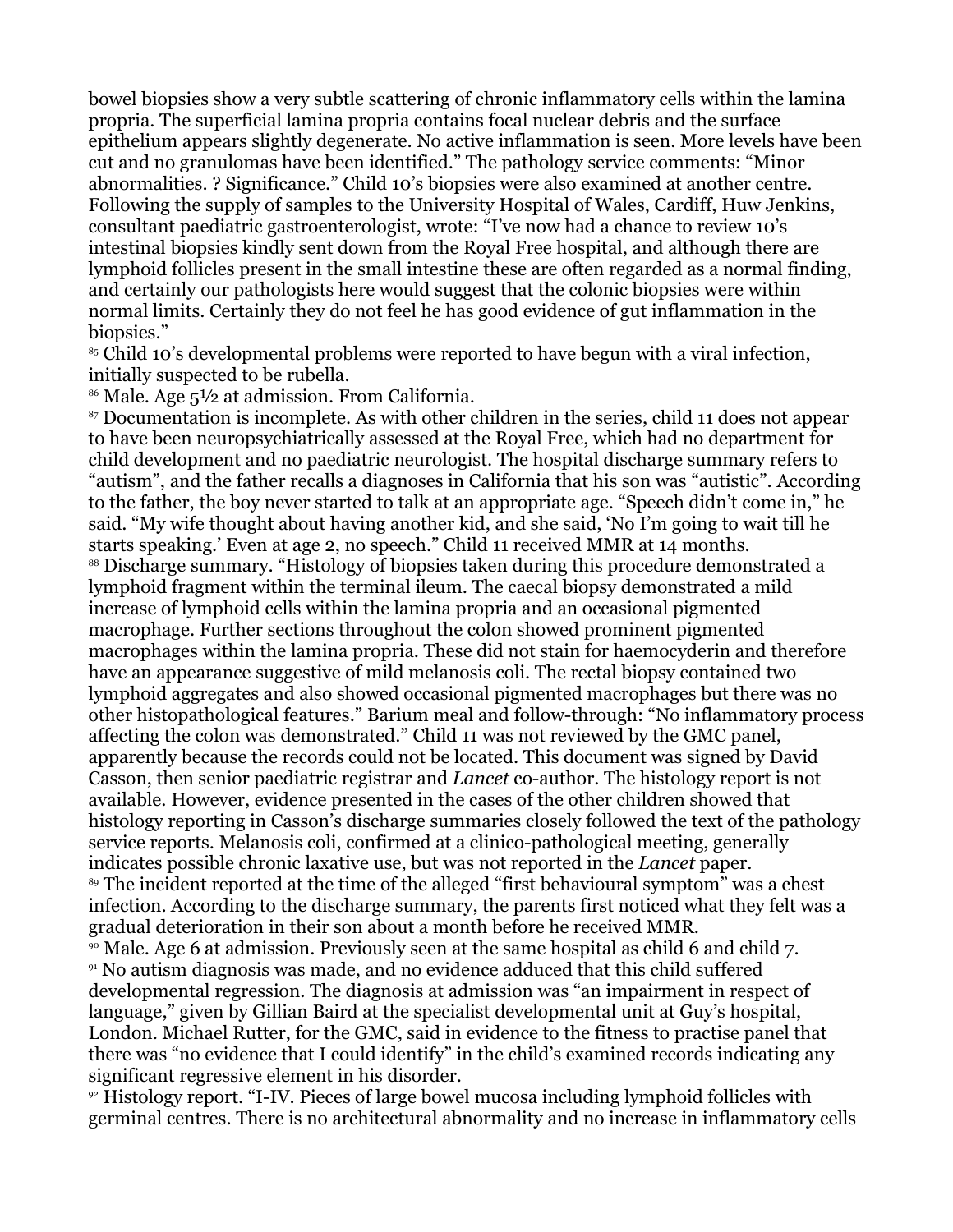bowel biopsies show a very subtle scattering of chronic inflammatory cells within the lamina propria. The superficial lamina propria contains focal nuclear debris and the surface epithelium appears slightly degenerate. No active inflammation is seen. More levels have been cut and no granulomas have been identified." The pathology service comments: "Minor abnormalities. ? Significance." Child 10's biopsies were also examined at another centre. Following the supply of samples to the University Hospital of Wales, Cardiff, Huw Jenkins, consultant paediatric gastroenterologist, wrote: "I've now had a chance to review 10's intestinal biopsies kindly sent down from the Royal Free hospital, and although there are lymphoid follicles present in the small intestine these are often regarded as a normal finding, and certainly our pathologists here would suggest that the colonic biopsies were within normal limits. Certainly they do not feel he has good evidence of gut inflammation in the biopsies."

[85] Child 10's developmental problems were reported to have begun with a viral infection, initially suspected to be rubella.

[86] Male. Age 5½ at admission. From California.

[87] Documentation is incomplete. As with other children in the series, child 11 does not appear to have been neuropsychiatrically assessed at the Royal Free, which had no department for child development and no paediatric neurologist. The hospital discharge summary refers to "autism", and the father recalls a diagnoses in California that his son was "autistic". According to the father, the boy never started to talk at an appropriate age. "Speech didn't come in," he said. "My wife thought about having another kid, and she said, 'No I'm going to wait till he starts speaking.' Even at age 2, no speech." Child 11 received MMR at 14 months.

[88] Discharge summary. "Histology of biopsies taken during this procedure demonstrated a lymphoid fragment within the terminal ileum. The caecal biopsy demonstrated a mild increase of lymphoid cells within the lamina propria and an occasional pigmented macrophage. Further sections throughout the colon showed prominent pigmented macrophages within the lamina propria. These did not stain for haemocyderin and therefore have an appearance suggestive of mild melanosis coli. The rectal biopsy contained two lymphoid aggregates and also showed occasional pigmented macrophages but there was no other histopathological features." Barium meal and follow-through: "No inflammatory process affecting the colon was demonstrated." Child 11 was not reviewed by the GMC panel, apparently because the records could not be located. This document was signed by David Casson, then senior paediatric registrar and *Lancet* co-author. The histology report is not available. However, evidence presented in the cases of the other children showed that histology reporting in Casson's discharge summaries closely followed the text of the pathology service reports. Melanosis coli, confirmed at a clinico-pathological meeting, generally indicates possible chronic laxative use, but was not reported in the *Lancet* paper.

[89] The incident reported at the time of the alleged "first behavioural symptom" was a chest infection. According to the discharge summary, the parents first noticed what they felt was a gradual deterioration in their son about a month before he received MMR.

[90] Male. Age 6 at admission. Previously seen at the same hospital as child 6 and child 7.

[91] No autism diagnosis was made, and no evidence adduced that this child suffered developmental regression. The diagnosis at admission was "an impairment in respect of language," given by Gillian Baird at the specialist developmental unit at Guy's hospital, London. Michael Rutter, for the GMC, said in evidence to the fitness to practise panel that there was "no evidence that I could identify" in the child's examined records indicating any significant regressive element in his disorder.

[92] Histology report. "I-IV. Pieces of large bowel mucosa including lymphoid follicles with germinal centres. There is no architectural abnormality and no increase in inflammatory cells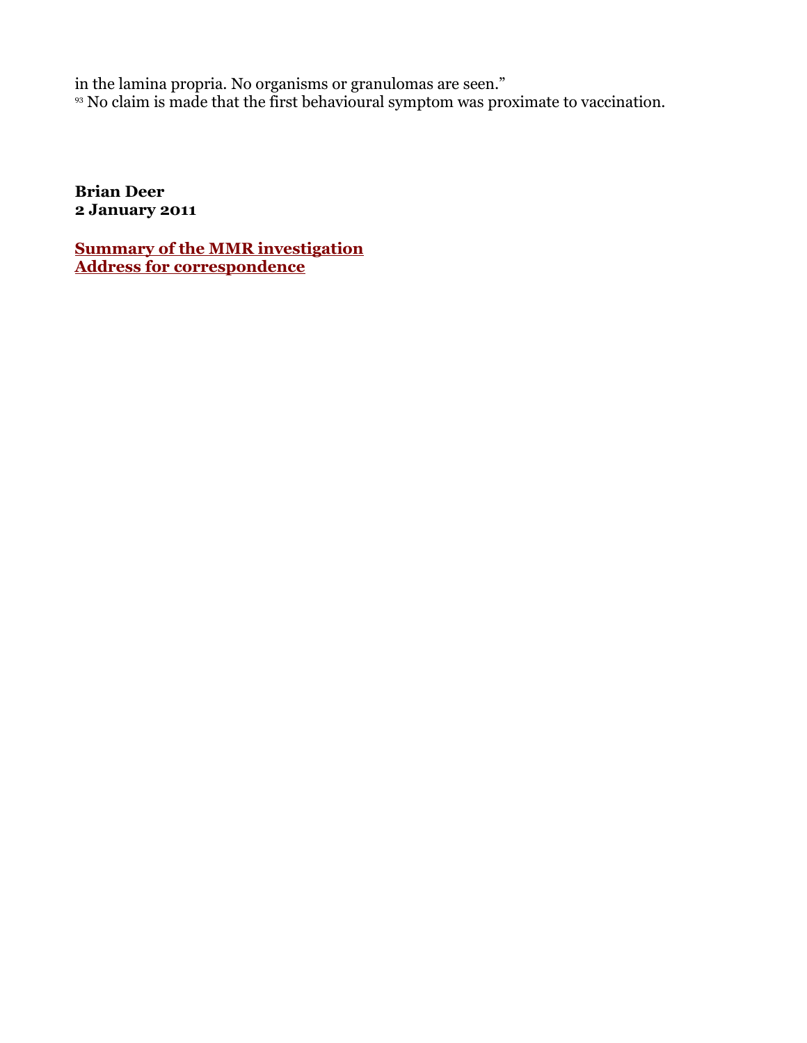in the lamina propria. No organisms or granulomas are seen."

[93] No claim is made that the first behavioural symptom was proximate to vaccination.

**Brian Deer**
**2 January 2011**

**Summary of the MMR investigation**
**Address for correspondence**